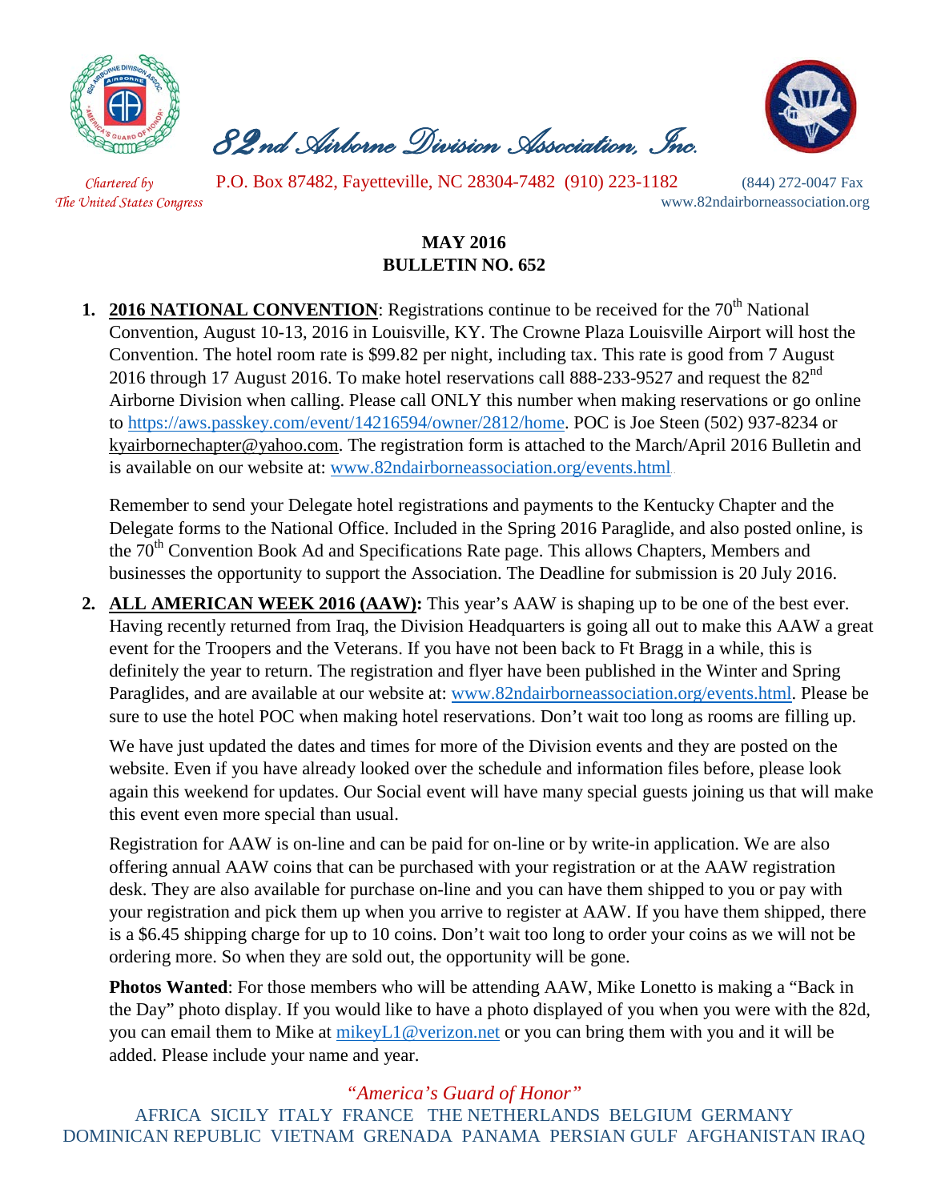# *82nd Airborne Division Association, Inc.*

*Chartered by The United States Congress*

P.O. Box 87482, Fayetteville, NC 28304-7482 (910) 223-1182

(844) 272-0047 Fax

www.82ndairborneassociation.org

**MAY 2016**
**BULLETIN NO. 652**

1. **2016 NATIONAL CONVENTION**: Registrations continue to be received for the 70th National Convention, August 10-13, 2016 in Louisville, KY. The Crowne Plaza Louisville Airport will host the Convention. The hotel room rate is $99.82 per night, including tax. This rate is good from 7 August 2016 through 17 August 2016. To make hotel reservations call 888-233-9527 and request the 82nd Airborne Division when calling. Please call ONLY this number when making reservations or go online to https://aws.passkey.com/event/14216594/owner/2812/home. POC is Joe Steen (502) 937-8234 or kyairbornechapter@yahoo.com. The registration form is attached to the March/April 2016 Bulletin and is available on our website at: www.82ndairborneassociation.org/events.html.

   Remember to send your Delegate hotel registrations and payments to the Kentucky Chapter and the Delegate forms to the National Office. Included in the Spring 2016 Paraglide, and also posted online, is the 70th Convention Book Ad and Specifications Rate page. This allows Chapters, Members and businesses the opportunity to support the Association. The Deadline for submission is 20 July 2016.

2. **ALL AMERICAN WEEK 2016 (AAW):** This year's AAW is shaping up to be one of the best ever. Having recently returned from Iraq, the Division Headquarters is going all out to make this AAW a great event for the Troopers and the Veterans. If you have not been back to Ft Bragg in a while, this is definitely the year to return. The registration and flyer have been published in the Winter and Spring Paraglides, and are available at our website at: www.82ndairborneassociation.org/events.html. Please be sure to use the hotel POC when making hotel reservations. Don't wait too long as rooms are filling up.

   We have just updated the dates and times for more of the Division events and they are posted on the website. Even if you have already looked over the schedule and information files before, please look again this weekend for updates. Our Social event will have many special guests joining us that will make this event even more special than usual.

   Registration for AAW is on-line and can be paid for on-line or by write-in application. We are also offering annual AAW coins that can be purchased with your registration or at the AAW registration desk. They are also available for purchase on-line and you can have them shipped to you or pay with your registration and pick them up when you arrive to register at AAW. If you have them shipped, there is a $6.45 shipping charge for up to 10 coins. Don't wait too long to order your coins as we will not be ordering more. So when they are sold out, the opportunity will be gone.

   **Photos Wanted**: For those members who will be attending AAW, Mike Lonetto is making a "Back in the Day" photo display. If you would like to have a photo displayed of you when you were with the 82d, you can email them to Mike at mikeyL1@verizon.net or you can bring them with you and it will be added. Please include your name and year.

*"America's Guard of Honor"*

AFRICA SICILY ITALY FRANCE THE NETHERLANDS BELGIUM GERMANY DOMINICAN REPUBLIC VIETNAM GRENADA PANAMA PERSIAN GULF AFGHANISTAN IRAQ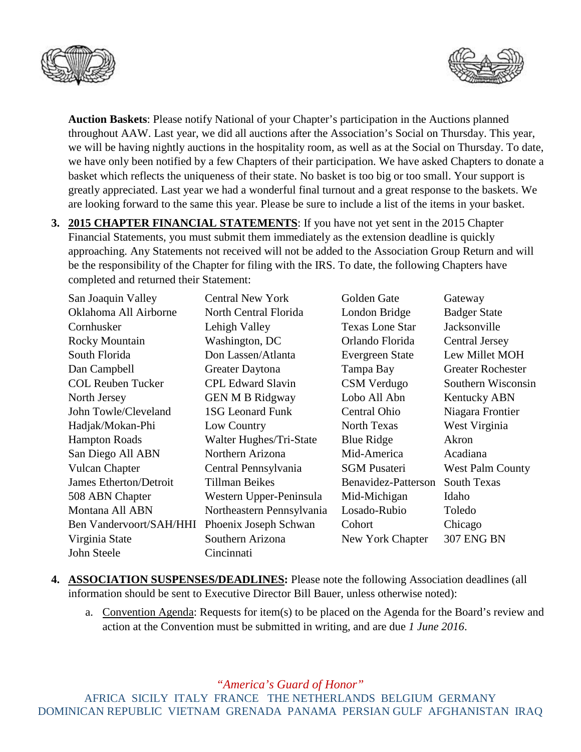**Auction Baskets**: Please notify National of your Chapter's participation in the Auctions planned throughout AAW. Last year, we did all auctions after the Association's Social on Thursday. This year, we will be having nightly auctions in the hospitality room, as well as at the Social on Thursday. To date, we have only been notified by a few Chapters of their participation. We have asked Chapters to donate a basket which reflects the uniqueness of their state. No basket is too big or too small. Your support is greatly appreciated. Last year we had a wonderful final turnout and a great response to the baskets. We are looking forward to the same this year. Please be sure to include a list of the items in your basket.

3. **2015 CHAPTER FINANCIAL STATEMENTS**: If you have not yet sent in the 2015 Chapter Financial Statements, you must submit them immediately as the extension deadline is quickly approaching. Any Statements not received will not be added to the Association Group Return and will be the responsibility of the Chapter for filing with the IRS. To date, the following Chapters have completed and returned their Statement:

| | | | |
|---|---|---|---|
| San Joaquin Valley | Central New York | Golden Gate | Gateway |
| Oklahoma All Airborne | North Central Florida | London Bridge | Badger State |
| Cornhusker | Lehigh Valley | Texas Lone Star | Jacksonville |
| Rocky Mountain | Washington, DC | Orlando Florida | Central Jersey |
| South Florida | Don Lassen/Atlanta | Evergreen State | Lew Millet MOH |
| Dan Campbell | Greater Daytona | Tampa Bay | Greater Rochester |
| COL Reuben Tucker | CPL Edward Slavin | CSM Verdugo | Southern Wisconsin |
| North Jersey | GEN M B Ridgway | Lobo All Abn | Kentucky ABN |
| John Towle/Cleveland | 1SG Leonard Funk | Central Ohio | Niagara Frontier |
| Hadjak/Mokan-Phi | Low Country | North Texas | West Virginia |
| Hampton Roads | Walter Hughes/Tri-State | Blue Ridge | Akron |
| San Diego All ABN | Northern Arizona | Mid-America | Acadiana |
| Vulcan Chapter | Central Pennsylvania | SGM Pusateri | West Palm County |
| James Etherton/Detroit | Tillman Beikes | Benavidez-Patterson | South Texas |
| 508 ABN Chapter | Western Upper-Peninsula | Mid-Michigan | Idaho |
| Montana All ABN | Northeastern Pennsylvania | Losado-Rubio | Toledo |
| Ben Vandervoort/SAH/HHI | Phoenix Joseph Schwan | Cohort | Chicago |
| Virginia State | Southern Arizona | New York Chapter | 307 ENG BN |
| John Steele | Cincinnati | | |

4. **ASSOCIATION SUSPENSES/DEADLINES:** Please note the following Association deadlines (all information should be sent to Executive Director Bill Bauer, unless otherwise noted):

   a. Convention Agenda: Requests for item(s) to be placed on the Agenda for the Board's review and action at the Convention must be submitted in writing, and are due *1 June 2016*.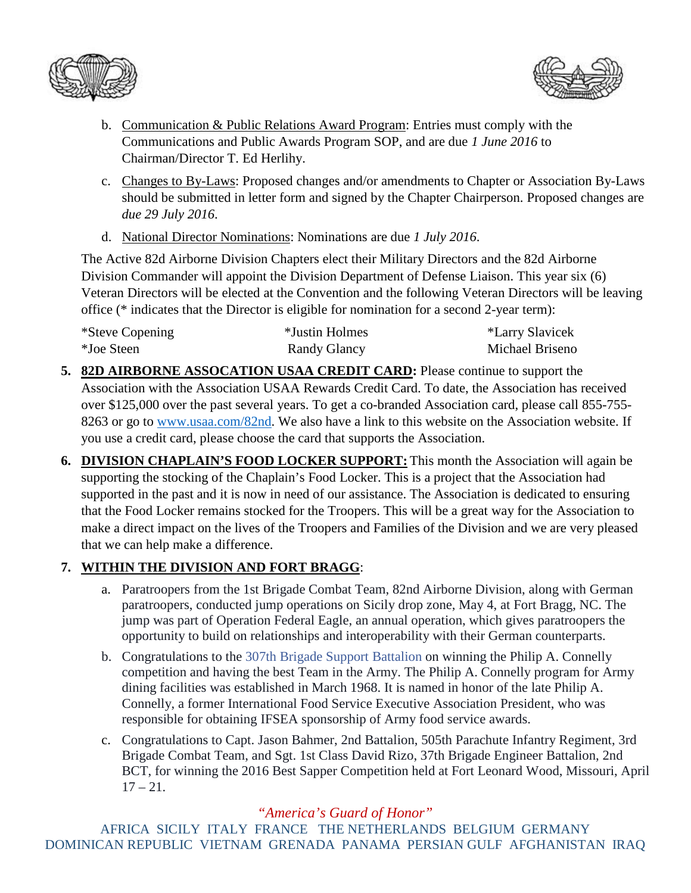b. <u>Communication & Public Relations Award Program</u>: Entries must comply with the Communications and Public Awards Program SOP, and are due *1 June 2016* to Chairman/Director T. Ed Herlihy.

c. <u>Changes to By-Laws</u>: Proposed changes and/or amendments to Chapter or Association By-Laws should be submitted in letter form and signed by the Chapter Chairperson. Proposed changes are *due 29 July 2016*.

d. <u>National Director Nominations</u>: Nominations are due *1 July 2016*.

The Active 82d Airborne Division Chapters elect their Military Directors and the 82d Airborne Division Commander will appoint the Division Department of Defense Liaison. This year six (6) Veteran Directors will be elected at the Convention and the following Veteran Directors will be leaving office (* indicates that the Director is eligible for nomination for a second 2-year term):

| | | |
|---|---|---|
| *Steve Copening | *Justin Holmes | *Larry Slavicek |
| *Joe Steen | Randy Glancy | Michael Briseno |

5. **<u>82D AIRBORNE ASSOCATION USAA CREDIT CARD</u>:** Please continue to support the Association with the Association USAA Rewards Credit Card. To date, the Association has received over $125,000 over the past several years. To get a co-branded Association card, please call 855-755-8263 or go to www.usaa.com/82nd. We also have a link to this website on the Association website. If you use a credit card, please choose the card that supports the Association.

6. **<u>DIVISION CHAPLAIN'S FOOD LOCKER SUPPORT</u>:** This month the Association will again be supporting the stocking of the Chaplain's Food Locker. This is a project that the Association had supported in the past and it is now in need of our assistance. The Association is dedicated to ensuring that the Food Locker remains stocked for the Troopers. This will be a great way for the Association to make a direct impact on the lives of the Troopers and Families of the Division and we are very pleased that we can help make a difference.

7. **<u>WITHIN THE DIVISION AND FORT BRAGG</u>**:

   a. Paratroopers from the 1st Brigade Combat Team, 82nd Airborne Division, along with German paratroopers, conducted jump operations on Sicily drop zone, May 4, at Fort Bragg, NC. The jump was part of Operation Federal Eagle, an annual operation, which gives paratroopers the opportunity to build on relationships and interoperability with their German counterparts.

   b. Congratulations to the 307th Brigade Support Battalion on winning the Philip A. Connelly competition and having the best Team in the Army. The Philip A. Connelly program for Army dining facilities was established in March 1968. It is named in honor of the late Philip A. Connelly, a former International Food Service Executive Association President, who was responsible for obtaining IFSEA sponsorship of Army food service awards.

   c. Congratulations to Capt. Jason Bahmer, 2nd Battalion, 505th Parachute Infantry Regiment, 3rd Brigade Combat Team, and Sgt. 1st Class David Rizo, 37th Brigade Engineer Battalion, 2nd BCT, for winning the 2016 Best Sapper Competition held at Fort Leonard Wood, Missouri, April 17 – 21.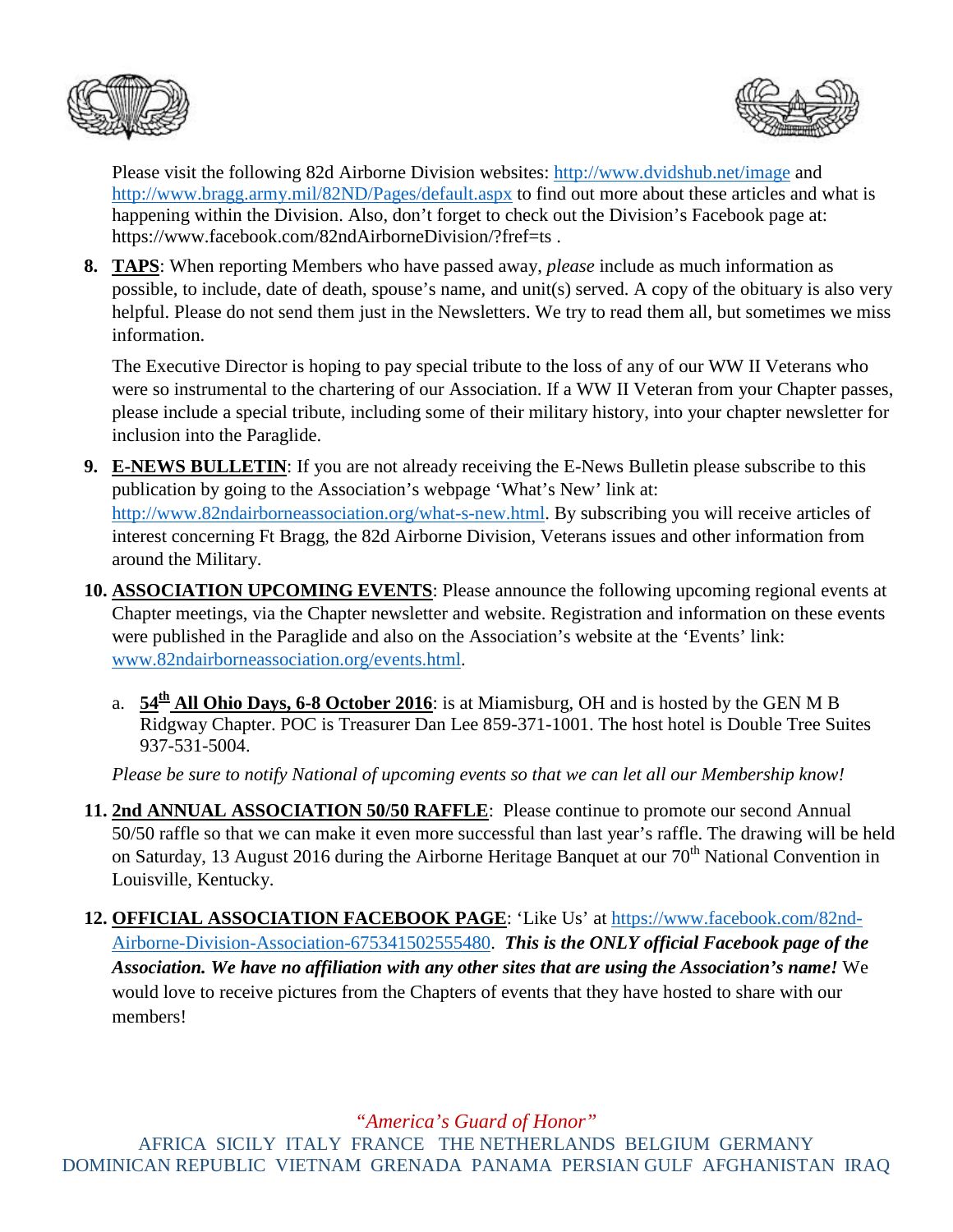Please visit the following 82d Airborne Division websites: http://www.dvidshub.net/image and http://www.bragg.army.mil/82ND/Pages/default.aspx to find out more about these articles and what is happening within the Division. Also, don't forget to check out the Division's Facebook page at: https://www.facebook.com/82ndAirborneDivision/?fref=ts .

8. **TAPS**: When reporting Members who have passed away, *please* include as much information as possible, to include, date of death, spouse's name, and unit(s) served. A copy of the obituary is also very helpful. Please do not send them just in the Newsletters. We try to read them all, but sometimes we miss information.

   The Executive Director is hoping to pay special tribute to the loss of any of our WW II Veterans who were so instrumental to the chartering of our Association. If a WW II Veteran from your Chapter passes, please include a special tribute, including some of their military history, into your chapter newsletter for inclusion into the Paraglide.

9. **E-NEWS BULLETIN**: If you are not already receiving the E-News Bulletin please subscribe to this publication by going to the Association's webpage 'What's New' link at: http://www.82ndairborneassociation.org/what-s-new.html. By subscribing you will receive articles of interest concerning Ft Bragg, the 82d Airborne Division, Veterans issues and other information from around the Military.

10. **ASSOCIATION UPCOMING EVENTS**: Please announce the following upcoming regional events at Chapter meetings, via the Chapter newsletter and website. Registration and information on these events were published in the Paraglide and also on the Association's website at the 'Events' link: www.82ndairborneassociation.org/events.html.

    a. **54th All Ohio Days, 6-8 October 2016**: is at Miamisburg, OH and is hosted by the GEN M B Ridgway Chapter. POC is Treasurer Dan Lee 859-371-1001. The host hotel is Double Tree Suites 937-531-5004.

    *Please be sure to notify National of upcoming events so that we can let all our Membership know!*

11. **2nd ANNUAL ASSOCIATION 50/50 RAFFLE**: Please continue to promote our second Annual 50/50 raffle so that we can make it even more successful than last year's raffle. The drawing will be held on Saturday, 13 August 2016 during the Airborne Heritage Banquet at our 70th National Convention in Louisville, Kentucky.

12. **OFFICIAL ASSOCIATION FACEBOOK PAGE**: 'Like Us' at https://www.facebook.com/82nd-Airborne-Division-Association-675341502555480. ***This is the ONLY official Facebook page of the Association. We have no affiliation with any other sites that are using the Association's name!*** We would love to receive pictures from the Chapters of events that they have hosted to share with our members!

*"America's Guard of Honor"*

AFRICA SICILY ITALY FRANCE THE NETHERLANDS BELGIUM GERMANY DOMINICAN REPUBLIC VIETNAM GRENADA PANAMA PERSIAN GULF AFGHANISTAN IRAQ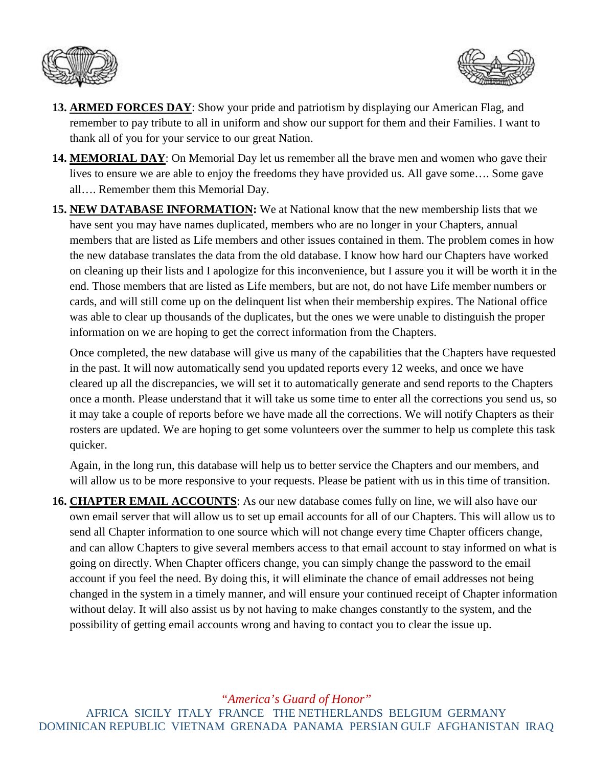13. **ARMED FORCES DAY**: Show your pride and patriotism by displaying our American Flag, and remember to pay tribute to all in uniform and show our support for them and their Families. I want to thank all of you for your service to our great Nation.

14. **MEMORIAL DAY**: On Memorial Day let us remember all the brave men and women who gave their lives to ensure we are able to enjoy the freedoms they have provided us. All gave some…. Some gave all…. Remember them this Memorial Day.

15. **NEW DATABASE INFORMATION:** We at National know that the new membership lists that we have sent you may have names duplicated, members who are no longer in your Chapters, annual members that are listed as Life members and other issues contained in them. The problem comes in how the new database translates the data from the old database. I know how hard our Chapters have worked on cleaning up their lists and I apologize for this inconvenience, but I assure you it will be worth it in the end. Those members that are listed as Life members, but are not, do not have Life member numbers or cards, and will still come up on the delinquent list when their membership expires. The National office was able to clear up thousands of the duplicates, but the ones we were unable to distinguish the proper information on we are hoping to get the correct information from the Chapters.

    Once completed, the new database will give us many of the capabilities that the Chapters have requested in the past. It will now automatically send you updated reports every 12 weeks, and once we have cleared up all the discrepancies, we will set it to automatically generate and send reports to the Chapters once a month. Please understand that it will take us some time to enter all the corrections you send us, so it may take a couple of reports before we have made all the corrections. We will notify Chapters as their rosters are updated. We are hoping to get some volunteers over the summer to help us complete this task quicker.

    Again, in the long run, this database will help us to better service the Chapters and our members, and will allow us to be more responsive to your requests. Please be patient with us in this time of transition.

16. **CHAPTER EMAIL ACCOUNTS**: As our new database comes fully on line, we will also have our own email server that will allow us to set up email accounts for all of our Chapters. This will allow us to send all Chapter information to one source which will not change every time Chapter officers change, and can allow Chapters to give several members access to that email account to stay informed on what is going on directly. When Chapter officers change, you can simply change the password to the email account if you feel the need. By doing this, it will eliminate the chance of email addresses not being changed in the system in a timely manner, and will ensure your continued receipt of Chapter information without delay. It will also assist us by not having to make changes constantly to the system, and the possibility of getting email accounts wrong and having to contact you to clear the issue up.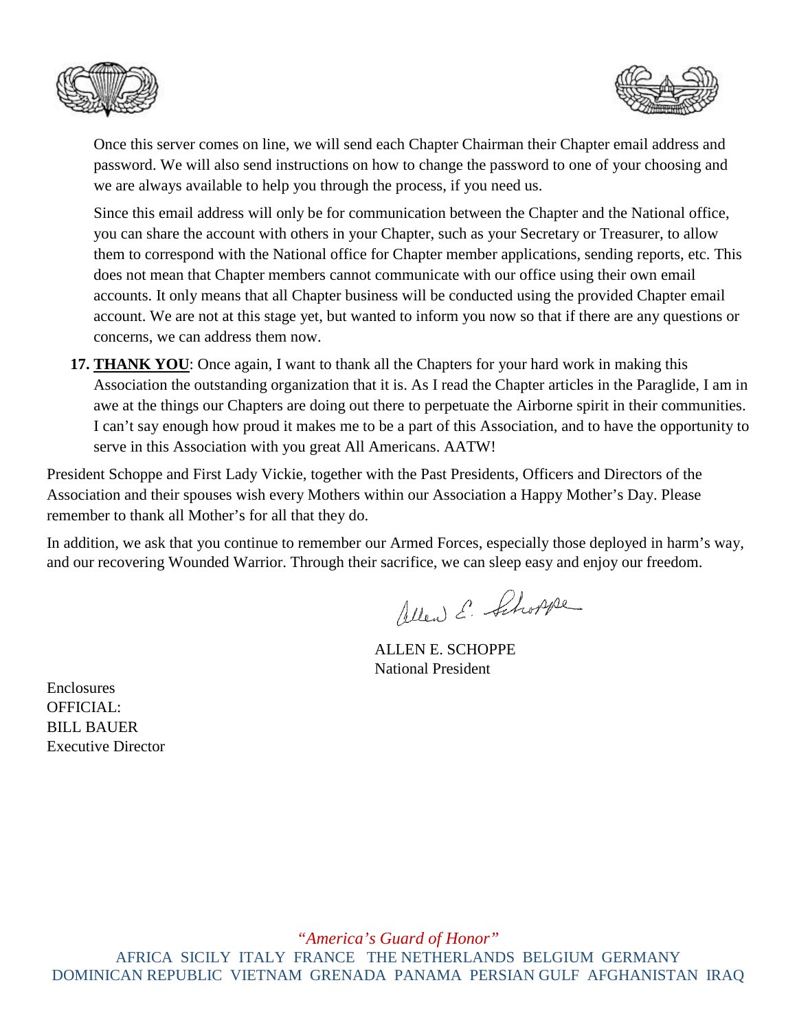Once this server comes on line, we will send each Chapter Chairman their Chapter email address and password. We will also send instructions on how to change the password to one of your choosing and we are always available to help you through the process, if you need us.

Since this email address will only be for communication between the Chapter and the National office, you can share the account with others in your Chapter, such as your Secretary or Treasurer, to allow them to correspond with the National office for Chapter member applications, sending reports, etc. This does not mean that Chapter members cannot communicate with our office using their own email accounts. It only means that all Chapter business will be conducted using the provided Chapter email account. We are not at this stage yet, but wanted to inform you now so that if there are any questions or concerns, we can address them now.

17. **THANK YOU**: Once again, I want to thank all the Chapters for your hard work in making this Association the outstanding organization that it is. As I read the Chapter articles in the Paraglide, I am in awe at the things our Chapters are doing out there to perpetuate the Airborne spirit in their communities. I can't say enough how proud it makes me to be a part of this Association, and to have the opportunity to serve in this Association with you great All Americans. AATW!

President Schoppe and First Lady Vickie, together with the Past Presidents, Officers and Directors of the Association and their spouses wish every Mothers within our Association a Happy Mother's Day. Please remember to thank all Mother's for all that they do.

In addition, we ask that you continue to remember our Armed Forces, especially those deployed in harm's way, and our recovering Wounded Warrior. Through their sacrifice, we can sleep easy and enjoy our freedom.

Allen E. Schoppe

ALLEN E. SCHOPPE
National President

Enclosures
OFFICIAL:
BILL BAUER
Executive Director

*"America's Guard of Honor"*

AFRICA SICILY ITALY FRANCE THE NETHERLANDS BELGIUM GERMANY
DOMINICAN REPUBLIC VIETNAM GRENADA PANAMA PERSIAN GULF AFGHANISTAN IRAQ